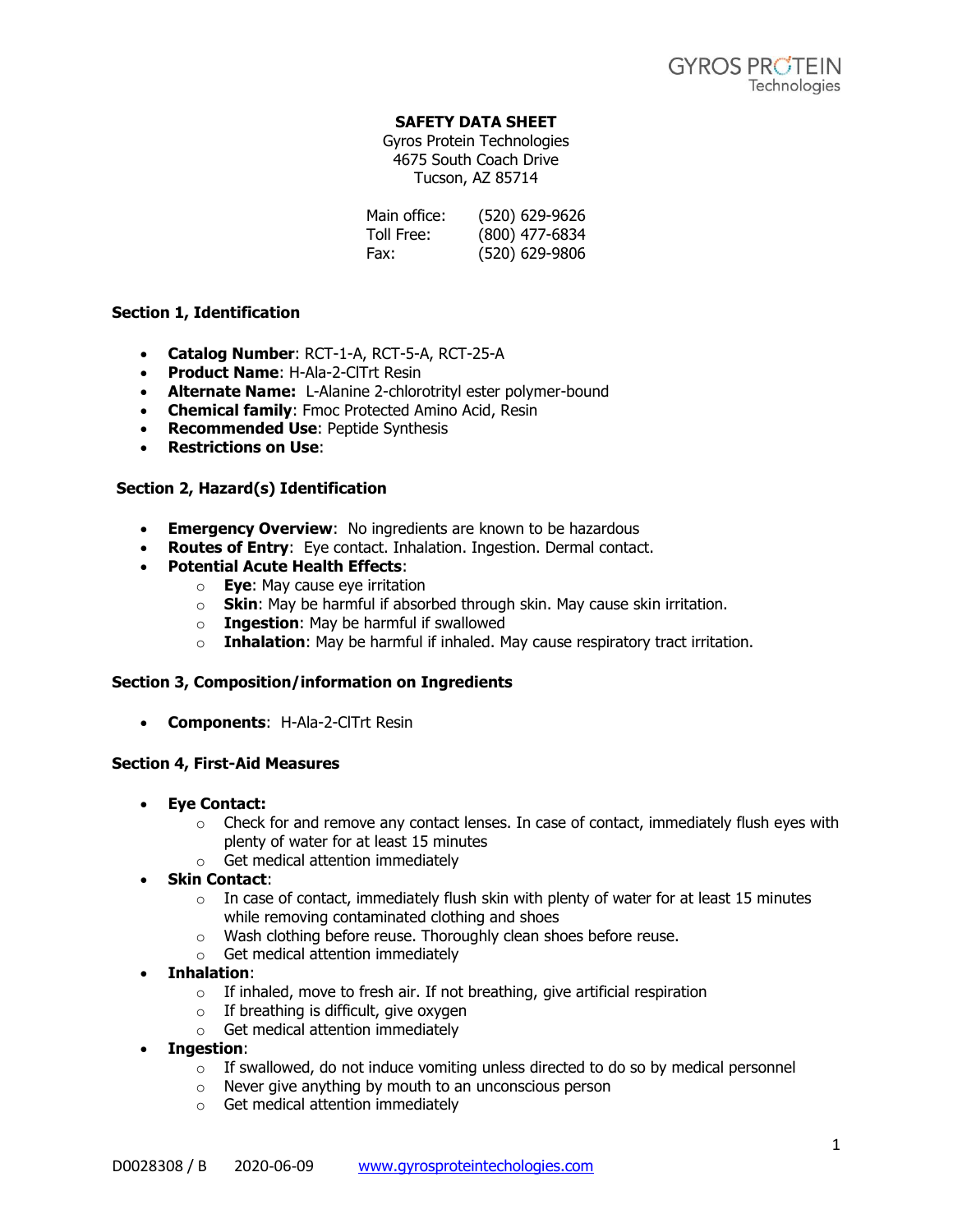**SAFETY DATA SHEET**

Gyros Protein Technologies
4675 South Coach Drive
Tucson, AZ 85714

| | |
|---|---|
| Main office: | (520) 629-9626 |
| Toll Free: | (800) 477-6834 |
| Fax: | (520) 629-9806 |

## Section 1, Identification

- **Catalog Number**: RCT-1-A, RCT-5-A, RCT-25-A
- **Product Name**: H-Ala-2-ClTrt Resin
- **Alternate Name:** L-Alanine 2-chlorotrityl ester polymer-bound
- **Chemical family**: Fmoc Protected Amino Acid, Resin
- **Recommended Use**: Peptide Synthesis
- **Restrictions on Use**:

## Section 2, Hazard(s) Identification

- **Emergency Overview**: No ingredients are known to be hazardous
- **Routes of Entry**: Eye contact. Inhalation. Ingestion. Dermal contact.
- **Potential Acute Health Effects**:
  - **Eye**: May cause eye irritation
  - **Skin**: May be harmful if absorbed through skin. May cause skin irritation.
  - **Ingestion**: May be harmful if swallowed
  - **Inhalation**: May be harmful if inhaled. May cause respiratory tract irritation.

## Section 3, Composition/information on Ingredients

- **Components**: H-Ala-2-ClTrt Resin

## Section 4, First-Aid Measures

- **Eye Contact:**
  - Check for and remove any contact lenses. In case of contact, immediately flush eyes with plenty of water for at least 15 minutes
  - Get medical attention immediately
- **Skin Contact**:
  - In case of contact, immediately flush skin with plenty of water for at least 15 minutes while removing contaminated clothing and shoes
  - Wash clothing before reuse. Thoroughly clean shoes before reuse.
  - Get medical attention immediately
- **Inhalation**:
  - If inhaled, move to fresh air. If not breathing, give artificial respiration
  - If breathing is difficult, give oxygen
  - Get medical attention immediately
- **Ingestion**:
  - If swallowed, do not induce vomiting unless directed to do so by medical personnel
  - Never give anything by mouth to an unconscious person
  - Get medical attention immediately

D0028308 / B 2020-06-09 www.gyrosproteintechologies.com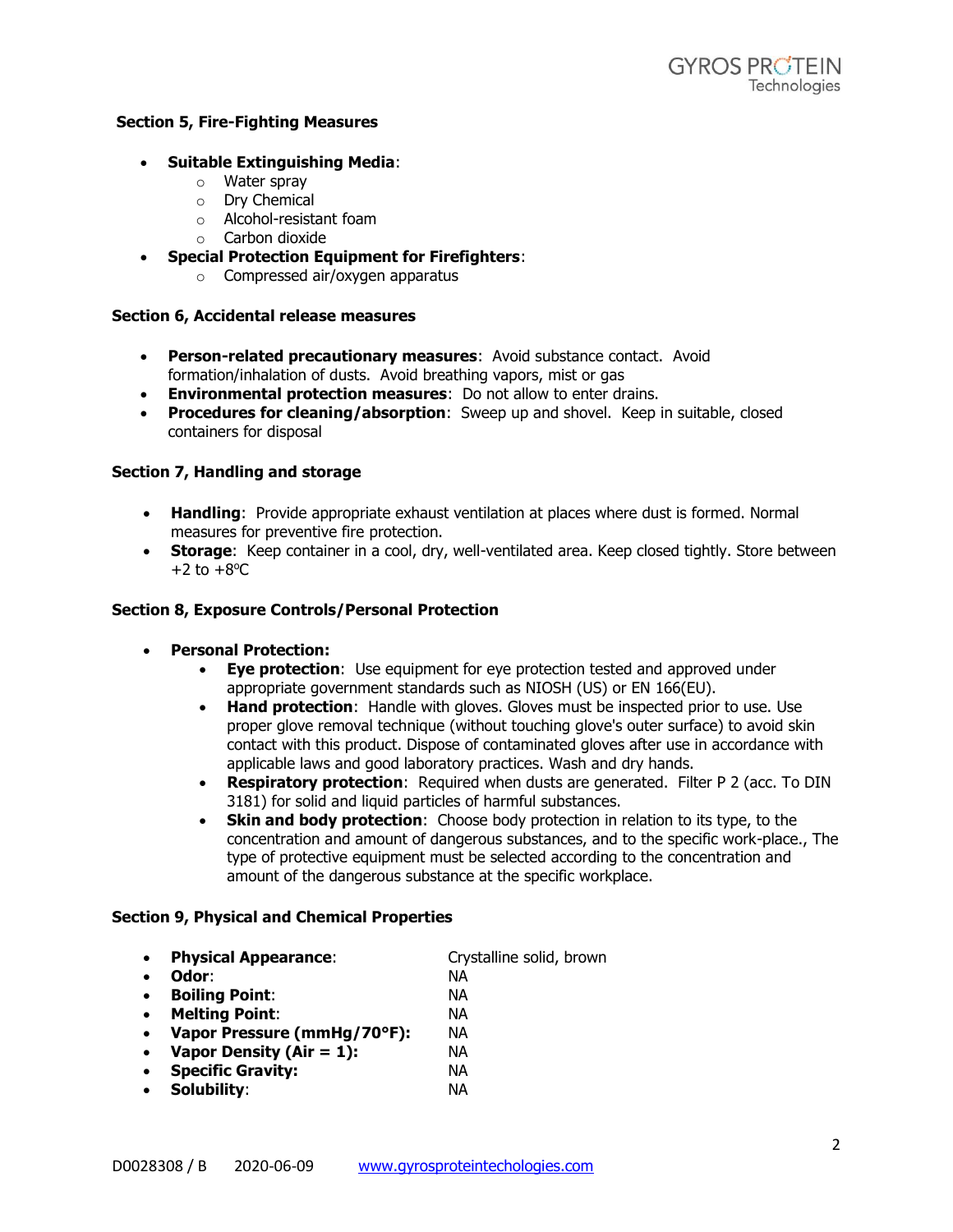## Section 5, Fire-Fighting Measures

- **Suitable Extinguishing Media**:
  - Water spray
  - Dry Chemical
  - Alcohol-resistant foam
  - Carbon dioxide
- **Special Protection Equipment for Firefighters**:
  - Compressed air/oxygen apparatus

## Section 6, Accidental release measures

- **Person-related precautionary measures**: Avoid substance contact. Avoid formation/inhalation of dusts. Avoid breathing vapors, mist or gas
- **Environmental protection measures**: Do not allow to enter drains.
- **Procedures for cleaning/absorption**: Sweep up and shovel. Keep in suitable, closed containers for disposal

## Section 7, Handling and storage

- **Handling**: Provide appropriate exhaust ventilation at places where dust is formed. Normal measures for preventive fire protection.
- **Storage**: Keep container in a cool, dry, well-ventilated area. Keep closed tightly. Store between +2 to +8ºC

## Section 8, Exposure Controls/Personal Protection

- **Personal Protection:**
  - **Eye protection**: Use equipment for eye protection tested and approved under appropriate government standards such as NIOSH (US) or EN 166(EU).
  - **Hand protection**: Handle with gloves. Gloves must be inspected prior to use. Use proper glove removal technique (without touching glove's outer surface) to avoid skin contact with this product. Dispose of contaminated gloves after use in accordance with applicable laws and good laboratory practices. Wash and dry hands.
  - **Respiratory protection**: Required when dusts are generated. Filter P 2 (acc. To DIN 3181) for solid and liquid particles of harmful substances.
  - **Skin and body protection**: Choose body protection in relation to its type, to the concentration and amount of dangerous substances, and to the specific work-place., The type of protective equipment must be selected according to the concentration and amount of the dangerous substance at the specific workplace.

## Section 9, Physical and Chemical Properties

- **Physical Appearance**: Crystalline solid, brown
- **Odor**: NA
- **Boiling Point**: NA
- **Melting Point**: NA
- **Vapor Pressure (mmHg/70°F):** NA
- **Vapor Density (Air = 1):** NA
- **Specific Gravity:** NA
- **Solubility**: NA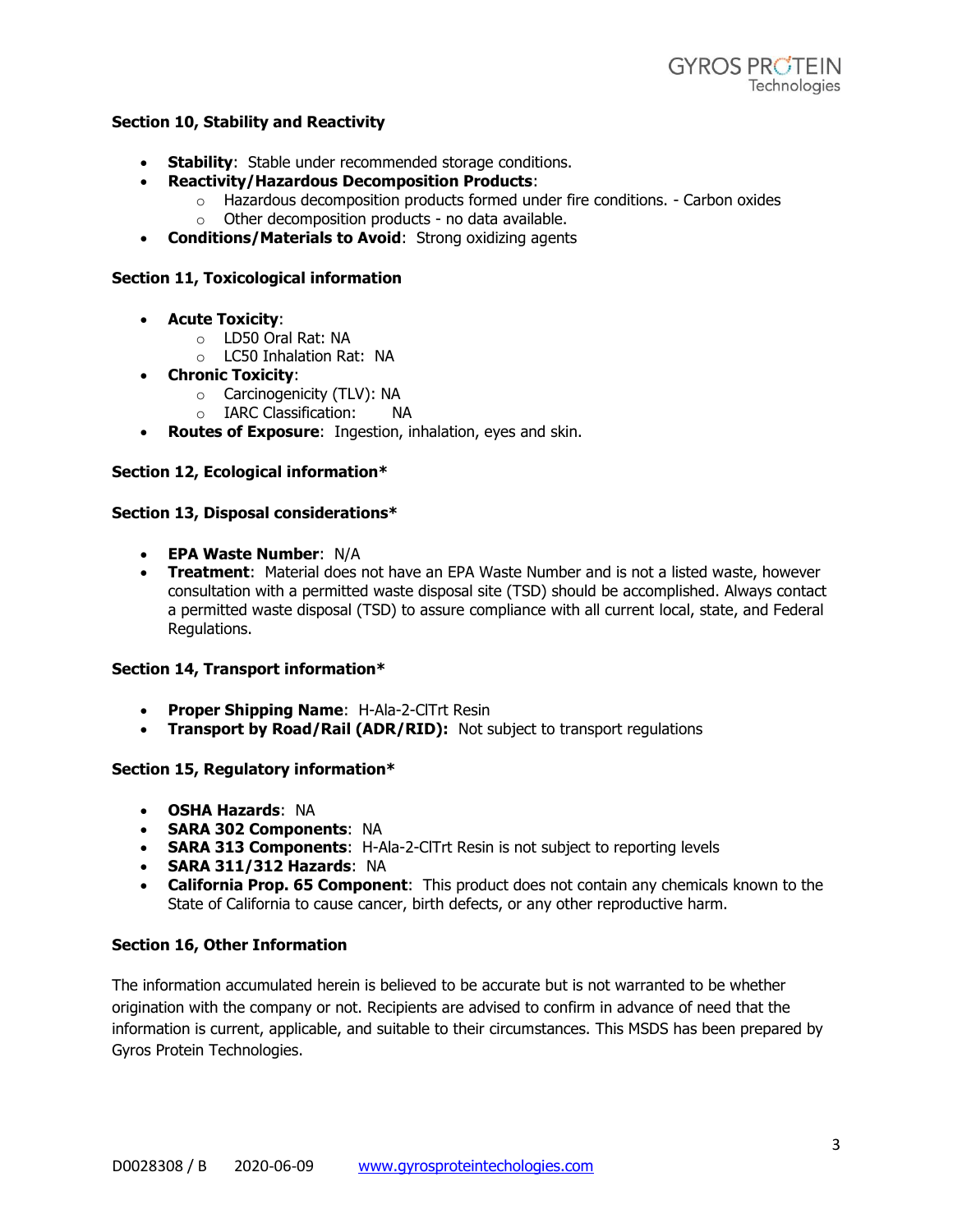### Section 10, Stability and Reactivity

- **Stability**: Stable under recommended storage conditions.
- **Reactivity/Hazardous Decomposition Products**:
  - Hazardous decomposition products formed under fire conditions. - Carbon oxides
  - Other decomposition products - no data available.
- **Conditions/Materials to Avoid**: Strong oxidizing agents

### Section 11, Toxicological information

- **Acute Toxicity**:
  - LD50 Oral Rat: NA
  - LC50 Inhalation Rat: NA
- **Chronic Toxicity**:
  - Carcinogenicity (TLV): NA
  - IARC Classification: NA
- **Routes of Exposure**: Ingestion, inhalation, eyes and skin.

### Section 12, Ecological information*

### Section 13, Disposal considerations*

- **EPA Waste Number**: N/A
- **Treatment**: Material does not have an EPA Waste Number and is not a listed waste, however consultation with a permitted waste disposal site (TSD) should be accomplished. Always contact a permitted waste disposal (TSD) to assure compliance with all current local, state, and Federal Regulations.

### Section 14, Transport information*

- **Proper Shipping Name**: H-Ala-2-ClTrt Resin
- **Transport by Road/Rail (ADR/RID):** Not subject to transport regulations

### Section 15, Regulatory information*

- **OSHA Hazards**: NA
- **SARA 302 Components**: NA
- **SARA 313 Components**: H-Ala-2-ClTrt Resin is not subject to reporting levels
- **SARA 311/312 Hazards**: NA
- **California Prop. 65 Component**: This product does not contain any chemicals known to the State of California to cause cancer, birth defects, or any other reproductive harm.

### Section 16, Other Information

The information accumulated herein is believed to be accurate but is not warranted to be whether origination with the company or not. Recipients are advised to confirm in advance of need that the information is current, applicable, and suitable to their circumstances. This MSDS has been prepared by Gyros Protein Technologies.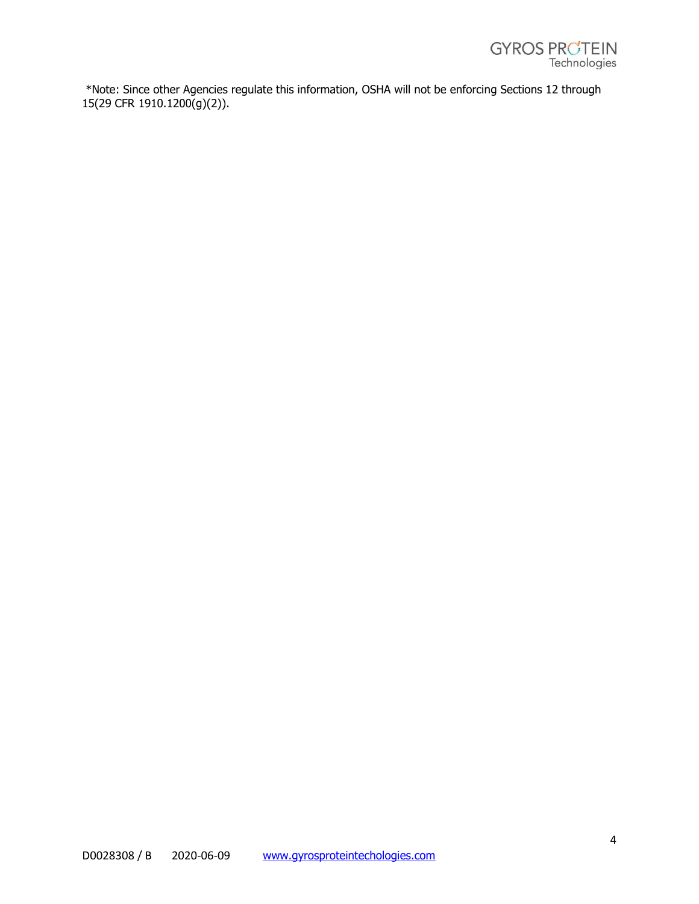*Note: Since other Agencies regulate this information, OSHA will not be enforcing Sections 12 through 15(29 CFR 1910.1200(g)(2)).